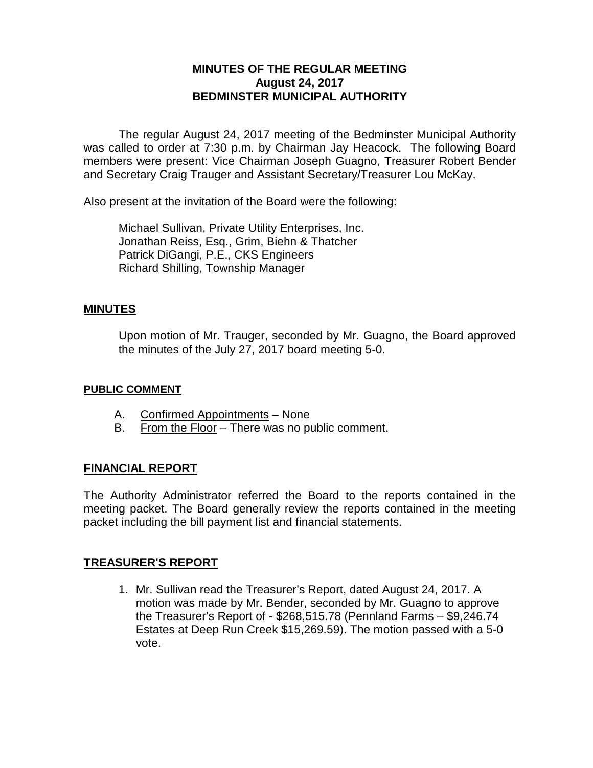**MINUTES OF THE REGULAR MEETING**
**August 24, 2017**
**BEDMINSTER MUNICIPAL AUTHORITY**

The regular August 24, 2017 meeting of the Bedminster Municipal Authority was called to order at 7:30 p.m. by Chairman Jay Heacock. The following Board members were present: Vice Chairman Joseph Guagno, Treasurer Robert Bender and Secretary Craig Trauger and Assistant Secretary/Treasurer Lou McKay.

Also present at the invitation of the Board were the following:

Michael Sullivan, Private Utility Enterprises, Inc.
Jonathan Reiss, Esq., Grim, Biehn & Thatcher
Patrick DiGangi, P.E., CKS Engineers
Richard Shilling, Township Manager

## MINUTES

Upon motion of Mr. Trauger, seconded by Mr. Guagno, the Board approved the minutes of the July 27, 2017 board meeting 5-0.

## PUBLIC COMMENT

A. Confirmed Appointments – None
B. From the Floor – There was no public comment.

## FINANCIAL REPORT

The Authority Administrator referred the Board to the reports contained in the meeting packet. The Board generally review the reports contained in the meeting packet including the bill payment list and financial statements.

## TREASURER'S REPORT

1. Mr. Sullivan read the Treasurer's Report, dated August 24, 2017. A motion was made by Mr. Bender, seconded by Mr. Guagno to approve the Treasurer's Report of - $268,515.78 (Pennland Farms – $9,246.74 Estates at Deep Run Creek $15,269.59). The motion passed with a 5-0 vote.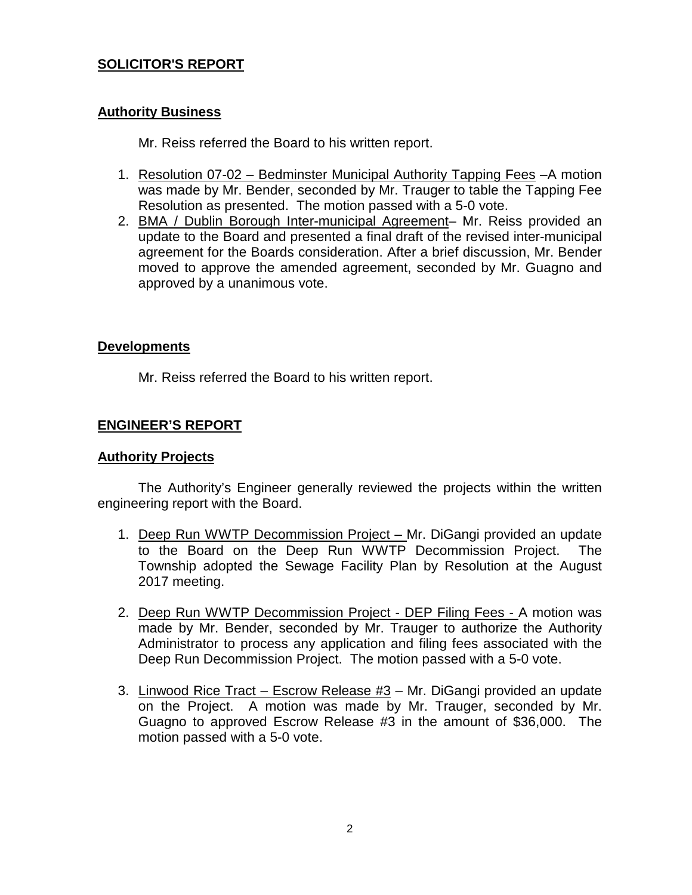## SOLICITOR'S REPORT

### Authority Business

Mr. Reiss referred the Board to his written report.

1. Resolution 07-02 – Bedminster Municipal Authority Tapping Fees –A motion was made by Mr. Bender, seconded by Mr. Trauger to table the Tapping Fee Resolution as presented. The motion passed with a 5-0 vote.
2. BMA / Dublin Borough Inter-municipal Agreement– Mr. Reiss provided an update to the Board and presented a final draft of the revised inter-municipal agreement for the Boards consideration. After a brief discussion, Mr. Bender moved to approve the amended agreement, seconded by Mr. Guagno and approved by a unanimous vote.

### Developments

Mr. Reiss referred the Board to his written report.

## ENGINEER'S REPORT

### Authority Projects

The Authority's Engineer generally reviewed the projects within the written engineering report with the Board.

1. Deep Run WWTP Decommission Project – Mr. DiGangi provided an update to the Board on the Deep Run WWTP Decommission Project. The Township adopted the Sewage Facility Plan by Resolution at the August 2017 meeting.

2. Deep Run WWTP Decommission Project - DEP Filing Fees - A motion was made by Mr. Bender, seconded by Mr. Trauger to authorize the Authority Administrator to process any application and filing fees associated with the Deep Run Decommission Project. The motion passed with a 5-0 vote.

3. Linwood Rice Tract – Escrow Release #3 – Mr. DiGangi provided an update on the Project. A motion was made by Mr. Trauger, seconded by Mr. Guagno to approved Escrow Release #3 in the amount of $36,000. The motion passed with a 5-0 vote.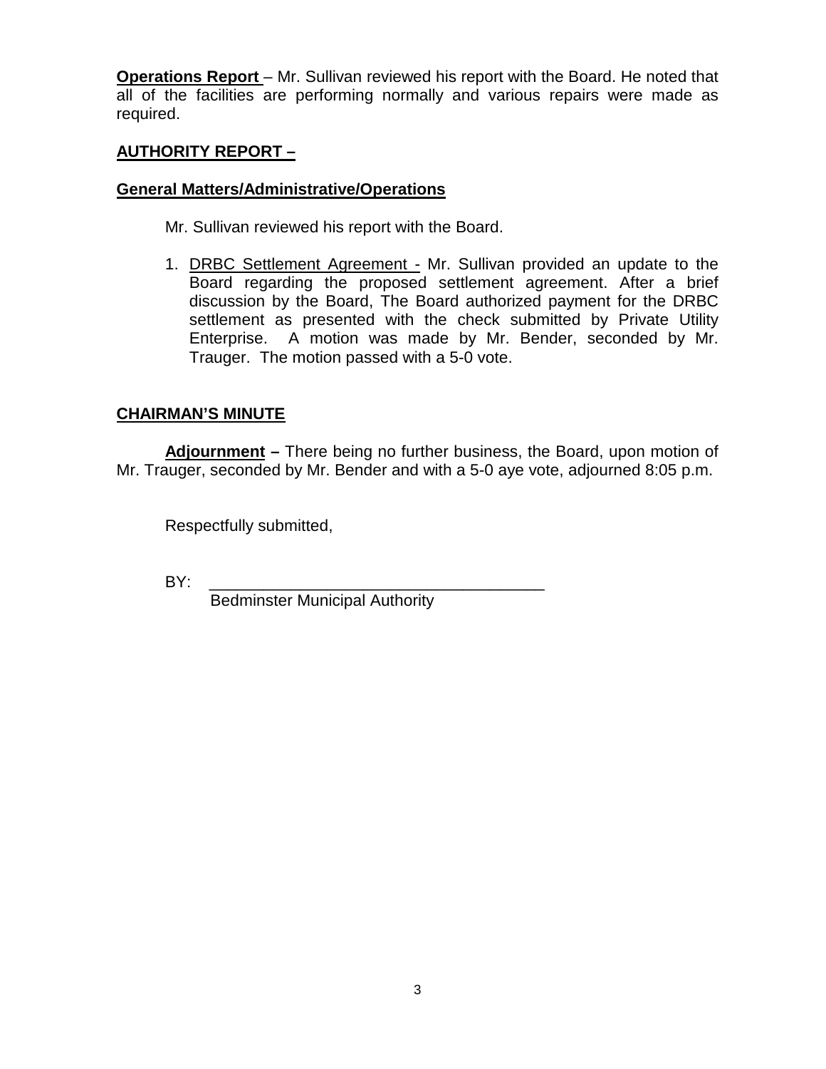**Operations Report** – Mr. Sullivan reviewed his report with the Board. He noted that all of the facilities are performing normally and various repairs were made as required.

**AUTHORITY REPORT –**

**General Matters/Administrative/Operations**

Mr. Sullivan reviewed his report with the Board.

1. DRBC Settlement Agreement - Mr. Sullivan provided an update to the Board regarding the proposed settlement agreement. After a brief discussion by the Board, The Board authorized payment for the DRBC settlement as presented with the check submitted by Private Utility Enterprise. A motion was made by Mr. Bender, seconded by Mr. Trauger. The motion passed with a 5-0 vote.

**CHAIRMAN'S MINUTE**

**Adjournment –** There being no further business, the Board, upon motion of Mr. Trauger, seconded by Mr. Bender and with a 5-0 aye vote, adjourned 8:05 p.m.

Respectfully submitted,

BY: \_\_\_\_\_\_\_\_\_\_\_\_\_\_\_\_\_\_\_\_\_\_\_\_\_\_\_\_\_\_\_\_\_\_\_\_\_\_
Bedminster Municipal Authority